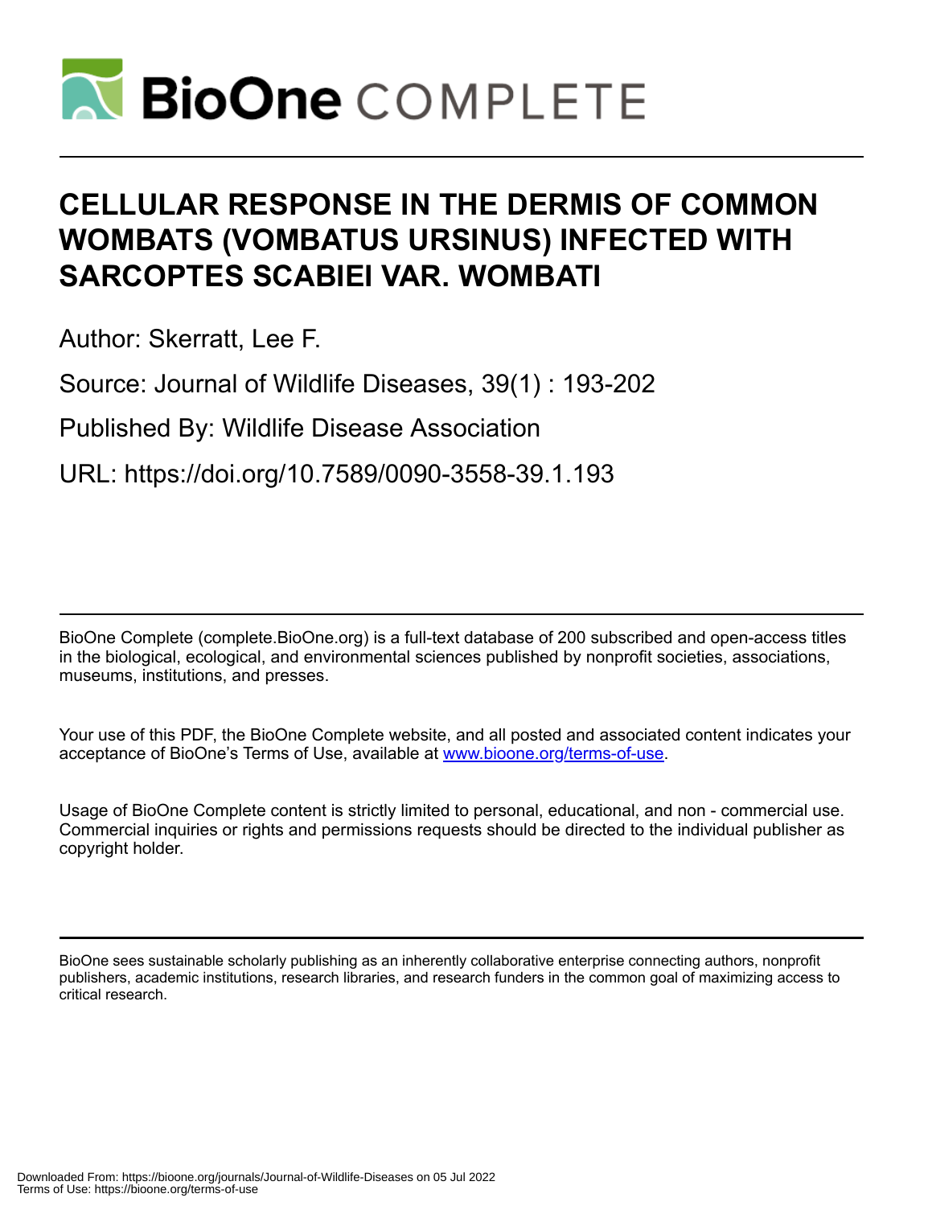# CELLULAR RESPONSE IN THE DERMIS OF COMMON WOMBATS (VOMBATUS URSINUS) INFECTED WITH SARCOPTES SCABIEI VAR. WOMBATI

Author: Skerratt, Lee F.

Source: Journal of Wildlife Diseases, 39(1) : 193-202

Published By: Wildlife Disease Association

URL: https://doi.org/10.7589/0090-3558-39.1.193

BioOne Complete (complete.BioOne.org) is a full-text database of 200 subscribed and open-access titles in the biological, ecological, and environmental sciences published by nonprofit societies, associations, museums, institutions, and presses.

Your use of this PDF, the BioOne Complete website, and all posted and associated content indicates your acceptance of BioOne's Terms of Use, available at www.bioone.org/terms-of-use.

Usage of BioOne Complete content is strictly limited to personal, educational, and non - commercial use. Commercial inquiries or rights and permissions requests should be directed to the individual publisher as copyright holder.

BioOne sees sustainable scholarly publishing as an inherently collaborative enterprise connecting authors, nonprofit publishers, academic institutions, research libraries, and research funders in the common goal of maximizing access to critical research.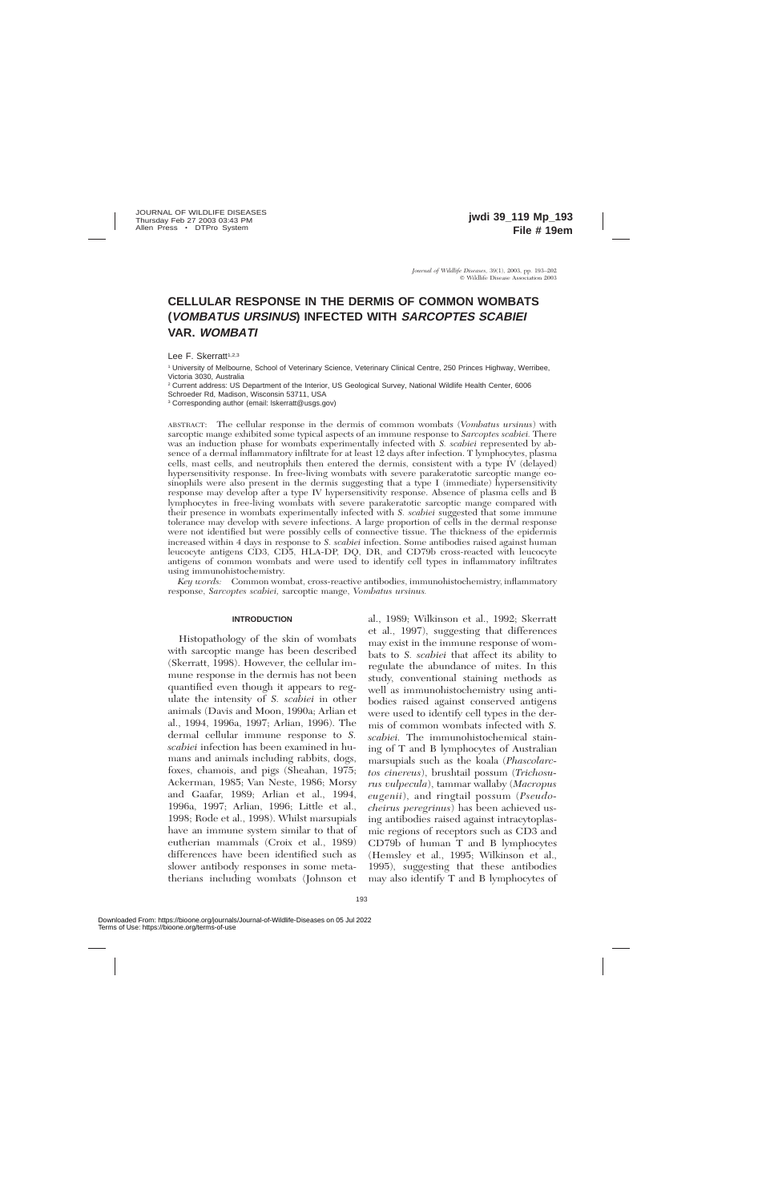# CELLULAR RESPONSE IN THE DERMIS OF COMMON WOMBATS (*VOMBATUS URSINUS*) INFECTED WITH *SARCOPTES SCABIEI* VAR. *WOMBATI*

Lee F. Skerratt[1,2,3]

[1] University of Melbourne, School of Veterinary Science, Veterinary Clinical Centre, 250 Princes Highway, Werribee, Victoria 3030, Australia

[2] Current address: US Department of the Interior, US Geological Survey, National Wildlife Health Center, 6006 Schroeder Rd, Madison, Wisconsin 53711, USA

[3] Corresponding author (email: lskerratt@usgs.gov)

ABSTRACT: The cellular response in the dermis of common wombats (*Vombatus ursinus*) with sarcoptic mange exhibited some typical aspects of an immune response to *Sarcoptes scabiei*. There was an induction phase for wombats experimentally infected with *S. scabiei* represented by absence of a dermal inflammatory infiltrate for at least 12 days after infection. T lymphocytes, plasma cells, mast cells, and neutrophils then entered the dermis, consistent with a type IV (delayed) hypersensitivity response. In free-living wombats with severe parakeratotic sarcoptic mange eosinophils were also present in the dermis suggesting that a type I (immediate) hypersensitivity response may develop after a type IV hypersensitivity response. Absence of plasma cells and B lymphocytes in free-living wombats with severe parakeratotic sarcoptic mange compared with their presence in wombats experimentally infected with *S. scabiei* suggested that some immune tolerance may develop with severe infections. A large proportion of cells in the dermal response were not identified but were possibly cells of connective tissue. The thickness of the epidermis increased within 4 days in response to *S. scabiei* infection. Some antibodies raised against human leucocyte antigens CD3, CD5, HLA-DP, DQ, DR, and CD79b cross-reacted with leucocyte antigens of common wombats and were used to identify cell types in inflammatory infiltrates using immunohistochemistry.

*Key words:* Common wombat, cross-reactive antibodies, immunohistochemistry, inflammatory response, *Sarcoptes scabiei*, sarcoptic mange, *Vombatus ursinus*.

## INTRODUCTION

Histopathology of the skin of wombats with sarcoptic mange has been described (Skerratt, 1998). However, the cellular immune response in the dermis has not been quantified even though it appears to regulate the intensity of *S. scabiei* in other animals (Davis and Moon, 1990a; Arlian et al., 1994, 1996a, 1997; Arlian, 1996). The dermal cellular immune response to *S. scabiei* infection has been examined in humans and animals including rabbits, dogs, foxes, chamois, and pigs (Sheahan, 1975; Ackerman, 1985; Van Neste, 1986; Morsy and Gaafar, 1989; Arlian et al., 1994, 1996a, 1997; Arlian, 1996; Little et al., 1998; Rode et al., 1998). Whilst marsupials have an immune system similar to that of eutherian mammals (Croix et al., 1989) differences have been identified such as slower antibody responses in some metatherians including wombats (Johnson et al., 1989; Wilkinson et al., 1992; Skerratt et al., 1997), suggesting that differences may exist in the immune response of wombats to *S. scabiei* that affect its ability to regulate the abundance of mites. In this study, conventional staining methods as well as immunohistochemistry using antibodies raised against conserved antigens were used to identify cell types in the dermis of common wombats infected with *S. scabiei*. The immunohistochemical staining of T and B lymphocytes of Australian marsupials such as the koala (*Phascolarctos cinereus*), brushtail possum (*Trichosurus vulpecula*), tammar wallaby (*Macropus eugenii*), and ringtail possum (*Pseudocheirus peregrinus*) has been achieved using antibodies raised against intracytoplasmic regions of receptors such as CD3 and CD79b of human T and B lymphocytes (Hemsley et al., 1995; Wilkinson et al., 1995), suggesting that these antibodies may also identify T and B lymphocytes of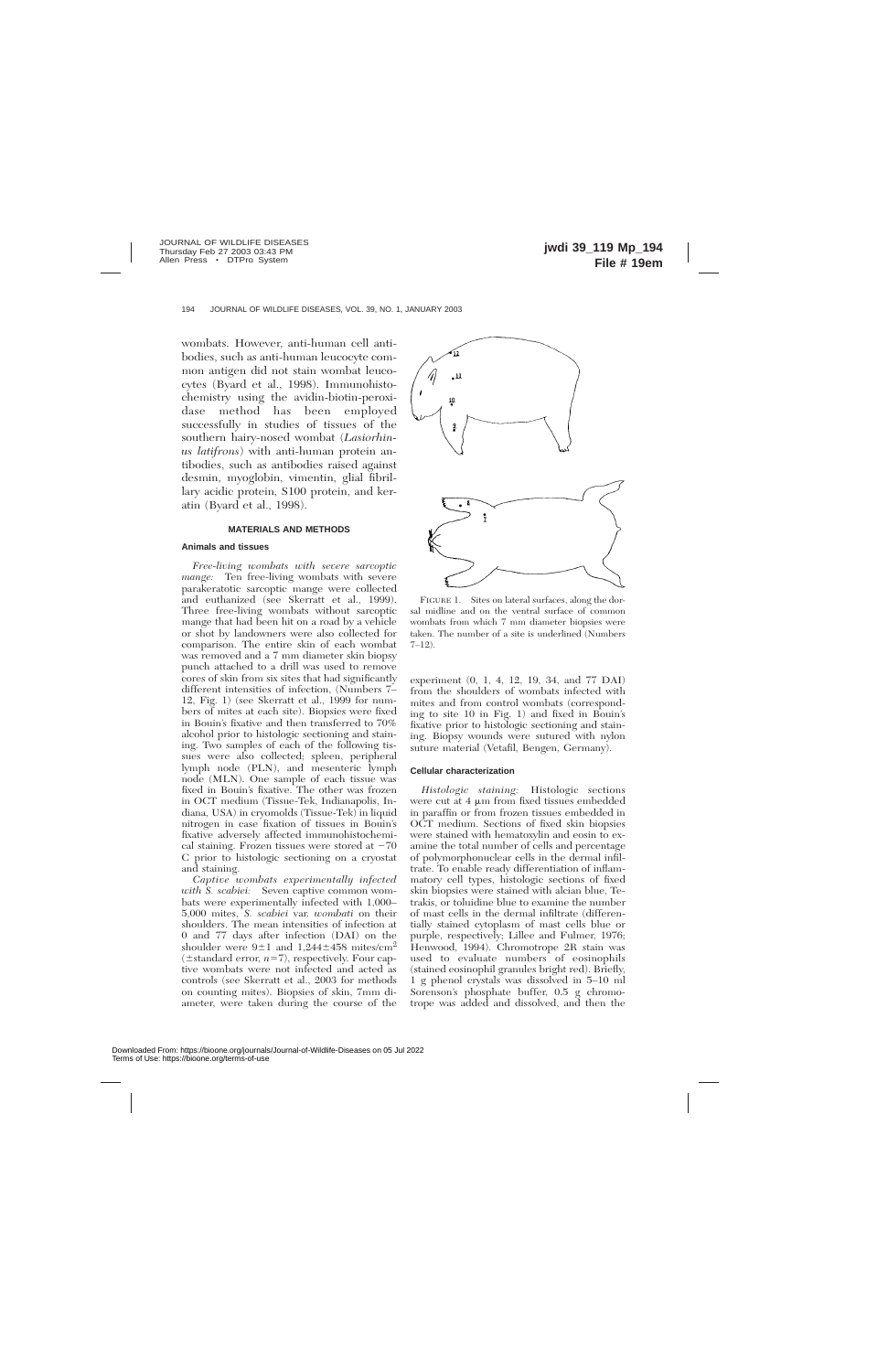wombats. However, anti-human cell antibodies, such as anti-human leucocyte common antigen did not stain wombat leucocytes (Byard et al., 1998). Immunohistochemistry using the avidin-biotin-peroxidase method has been employed successfully in studies of tissues of the southern hairy-nosed wombat (*Lasiorhinus latifrons*) with anti-human protein antibodies, such as antibodies raised against desmin, myoglobin, vimentin, glial fibrillary acidic protein, S100 protein, and keratin (Byard et al., 1998).

## MATERIALS AND METHODS

### Animals and tissues

*Free-living wombats with severe sarcoptic mange:* Ten free-living wombats with severe parakeratotic sarcoptic mange were collected and euthanized (see Skerratt et al., 1999). Three free-living wombats without sarcoptic mange that had been hit on a road by a vehicle or shot by landowners were also collected for comparison. The entire skin of each wombat was removed and a 7 mm diameter skin biopsy punch attached to a drill was used to remove cores of skin from six sites that had significantly different intensities of infection, (Numbers 7–12, Fig. 1) (see Skerratt et al., 1999 for numbers of mites at each site). Biopsies were fixed in Bouin's fixative and then transferred to 70% alcohol prior to histologic sectioning and staining. Two samples of each of the following tissues were also collected; spleen, peripheral lymph node (PLN), and mesenteric lymph node (MLN). One sample of each tissue was fixed in Bouin's fixative. The other was frozen in OCT medium (Tissue-Tek, Indianapolis, Indiana, USA) in cryomolds (Tissue-Tek) in liquid nitrogen in case fixation of tissues in Bouin's fixative adversely affected immunohistochemical staining. Frozen tissues were stored at −70 C prior to histologic sectioning on a cryostat and staining.

*Captive wombats experimentally infected with S. scabiei:* Seven captive common wombats were experimentally infected with 1,000–5,000 mites, *S. scabiei* var. *wombati* on their shoulders. The mean intensities of infection at 0 and 77 days after infection (DAI) on the shoulder were $9\pm1$ and $1{,}244\pm458$ mites/cm$^2$ (±standard error, $n=7$), respectively. Four captive wombats were not infected and acted as controls (see Skerratt et al., 2003 for methods on counting mites). Biopsies of skin, 7mm diameter, were taken during the course of the experiment (0, 1, 4, 12, 19, 34, and 77 DAI) from the shoulders of wombats infected with mites and from control wombats (corresponding to site 10 in Fig. 1) and fixed in Bouin's fixative prior to histologic sectioning and staining. Biopsy wounds were sutured with nylon suture material (Vetafil, Bengen, Germany).

FIGURE 1. Sites on lateral surfaces, along the dorsal midline and on the ventral surface of common wombats from which 7 mm diameter biopsies were taken. The number of a site is underlined (Numbers 7–12).

### Cellular characterization

*Histologic staining:* Histologic sections were cut at 4 μm from fixed tissues embedded in paraffin or from frozen tissues embedded in OCT medium. Sections of fixed skin biopsies were stained with hematoxylin and eosin to examine the total number of cells and percentage of polymorphonuclear cells in the dermal infiltrate. To enable ready differentiation of inflammatory cell types, histologic sections of fixed skin biopsies were stained with alcian blue, Tetrakis, or toluidine blue to examine the number of mast cells in the dermal infiltrate (differentially stained cytoplasm of mast cells blue or purple, respectively; Lillee and Fulmer, 1976; Henwood, 1994). Chromotrope 2R stain was used to evaluate numbers of eosinophils (stained eosinophil granules bright red). Briefly, 1 g phenol crystals was dissolved in 5–10 ml Sorenson's phosphate buffer, 0.5 g chromotrope was added and dissolved, and then the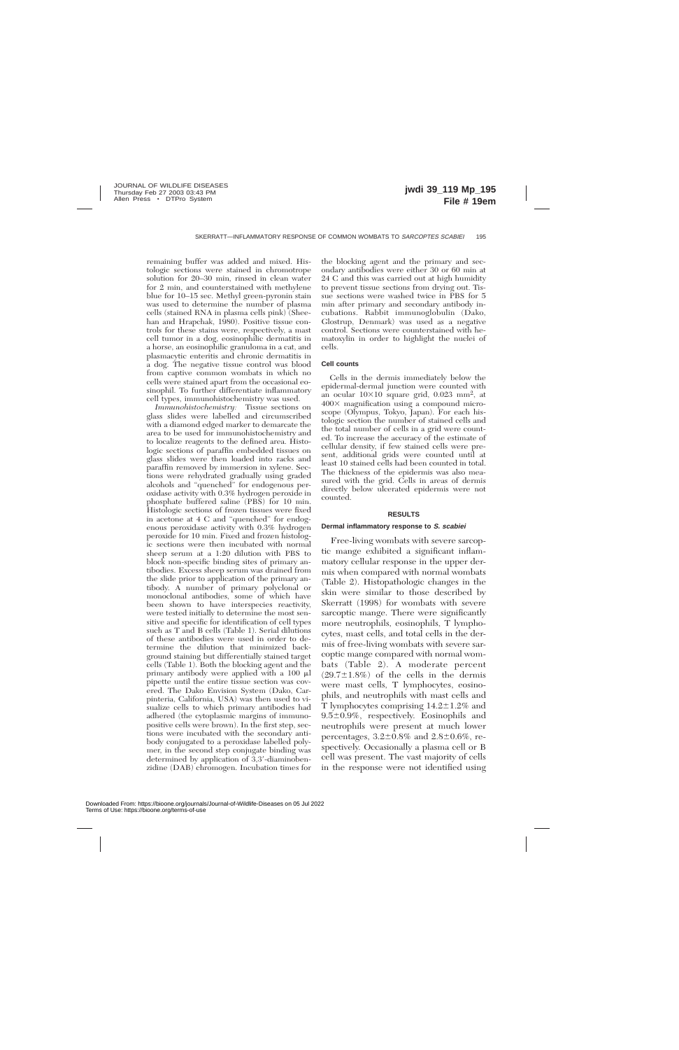remaining buffer was added and mixed. Histologic sections were stained in chromotrope solution for 20–30 min, rinsed in clean water for 2 min, and counterstained with methylene blue for 10–15 sec. Methyl green-pyronin stain was used to determine the number of plasma cells (stained RNA in plasma cells pink) (Sheehan and Hrapchak, 1980). Positive tissue controls for these stains were, respectively, a mast cell tumor in a dog, eosinophilic dermatitis in a horse, an eosinophilic granuloma in a cat, and plasmacytic enteritis and chronic dermatitis in a dog. The negative tissue control was blood from captive common wombats in which no cells were stained apart from the occasional eosinophil. To further differentiate inflammatory cell types, immunohistochemistry was used.

*Immunohistochemistry:* Tissue sections on glass slides were labelled and circumscribed with a diamond edged marker to demarcate the area to be used for immunohistochemistry and to localize reagents to the defined area. Histologic sections of paraffin embedded tissues on glass slides were then loaded into racks and paraffin removed by immersion in xylene. Sections were rehydrated gradually using graded alcohols and "quenched" for endogenous peroxidase activity with 0.3% hydrogen peroxide in phosphate buffered saline (PBS) for 10 min. Histologic sections of frozen tissues were fixed in acetone at 4 C and "quenched" for endogenous peroxidase activity with 0.3% hydrogen peroxide for 10 min. Fixed and frozen histologic sections were then incubated with normal sheep serum at a 1:20 dilution with PBS to block non-specific binding sites of primary antibodies. Excess sheep serum was drained from the slide prior to application of the primary antibody. A number of primary polyclonal or monoclonal antibodies, some of which have been shown to have interspecies reactivity, were tested initially to determine the most sensitive and specific for identification of cell types such as T and B cells (Table 1). Serial dilutions of these antibodies were used in order to determine the dilution that minimized background staining but differentially stained target cells (Table 1). Both the blocking agent and the primary antibody were applied with a 100 μl pipette until the entire tissue section was covered. The Dako Envision System (Dako, Carpinteria, California, USA) was then used to visualize cells to which primary antibodies had adhered (the cytoplasmic margins of immunopositive cells were brown). In the first step, sections were incubated with the secondary antibody conjugated to a peroxidase labelled polymer, in the second step conjugate binding was determined by application of 3,3′-diaminobenzidine (DAB) chromogen. Incubation times for the blocking agent and the primary and secondary antibodies were either 30 or 60 min at 24 C and this was carried out at high humidity to prevent tissue sections from drying out. Tissue sections were washed twice in PBS for 5 min after primary and secondary antibody incubations. Rabbit immunoglobulin (Dako, Glostrup, Denmark) was used as a negative control. Sections were counterstained with hematoxylin in order to highlight the nuclei of cells.

### Cell counts

Cells in the dermis immediately below the epidermal-dermal junction were counted with an ocular 10×10 square grid, 0.023 mm$^2$, at 400× magnification using a compound microscope (Olympus, Tokyo, Japan). For each histologic section the number of stained cells and the total number of cells in a grid were counted. To increase the accuracy of the estimate of cellular density, if few stained cells were present, additional grids were counted until at least 10 stained cells had been counted in total. The thickness of the epidermis was also measured with the grid. Cells in areas of dermis directly below ulcerated epidermis were not counted.

## RESULTS

### Dermal inflammatory response to *S. scabiei*

Free-living wombats with severe sarcoptic mange exhibited a significant inflammatory cellular response in the upper dermis when compared with normal wombats (Table 2). Histopathologic changes in the skin were similar to those described by Skerratt (1998) for wombats with severe sarcoptic mange. There were significantly more neutrophils, eosinophils, T lymphocytes, mast cells, and total cells in the dermis of free-living wombats with severe sarcoptic mange compared with normal wombats (Table 2). A moderate percent (29.7±1.8%) of the cells in the dermis were mast cells, T lymphocytes, eosinophils, and neutrophils with mast cells and T lymphocytes comprising 14.2±1.2% and 9.5±0.9%, respectively. Eosinophils and neutrophils were present at much lower percentages, 3.2±0.8% and 2.8±0.6%, respectively. Occasionally a plasma cell or B cell was present. The vast majority of cells in the response were not identified using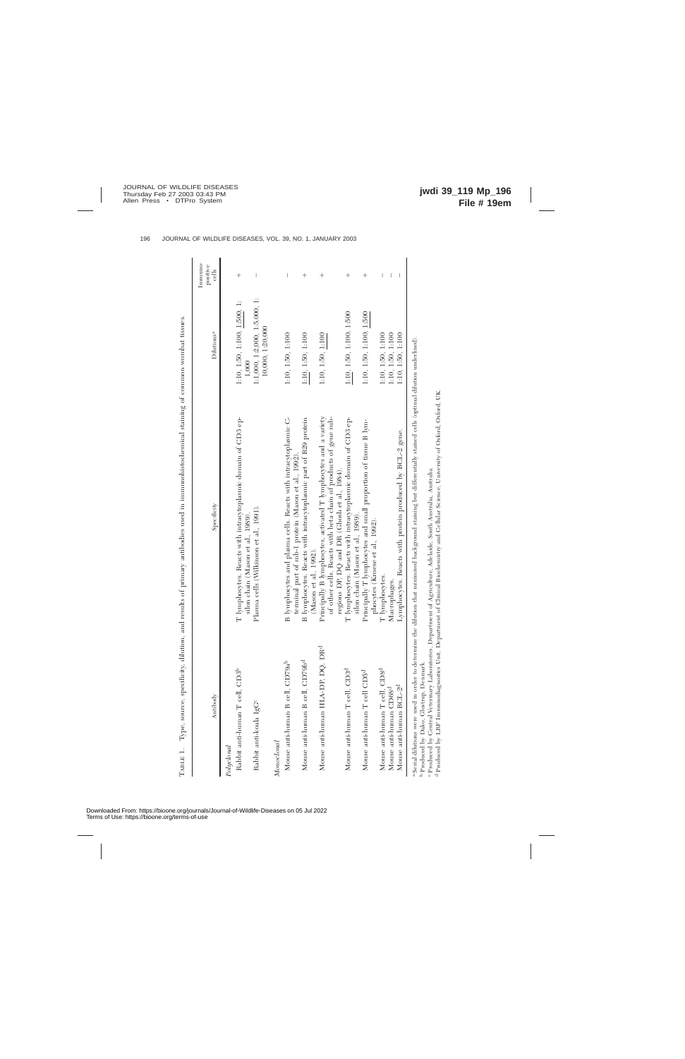TABLE 1. Type, source, specificity, dilution, and results of primary antibodies used in immunohistochemical staining of common wombat tissues.

| Antibody | Specificity | Dilutions[a] | Immuno-positive cells |
|---|---|---|---|
| *Polyclonal* | | | |
| Rabbit anti-human T cell, CD3[b] | T lymphocytes. Reacts with intracytoplasmic domain of CD3 epsilon chain (Mason et al., 1989). | 1:10, 1:50, 1:100, 1:500, 1:1000 | + |
| Rabbit anti-koala IgG[c] | Plasma cells (Wilkinson et al., 1991). | 1:1,000, 1:2,000, 1:5,000, 1:10,000, 1:20,000 | − |
| *Monoclonal* | | | |
| Mouse anti-human B cell, CD79a[b] | B lymphocytes and plasma cells. Reacts with intracytoplasmic C-terminal part of mb-1 protein (Mason et al., 1992). | 1:10, 1:50, 1:100 | − |
| Mouse anti-human B cell, CD79b[d] | B lymphocytes Reacts with intracytoplasmic part of B29 protein (Mason et al., 1992). | 1:10, 1:50, 1:100 | + |
| Mouse anti-human HLA-DP, DQ, DR[d] | Principally B lymphocytes, activated T lymphocytes and a variety of other cells. Reacts with beta chain of products of gene subregions DP, DQ and DR (Ghosh et al., 1984). | 1:10, 1:50, 1:100 | + |
| Mouse anti-human T cell, CD3[d] | T lymphocytes. Reacts with intracytoplasmic domain of CD3 epsilon chain (Mason et al., 1989). | 1:10, 1:50, 1:100, 1:500 | + |
| Mouse anti-human T cell CD5[d] | Principally T lymphocytes and small proportion of tissue B lymphocytes (Kroese et al., 1992). | 1:10, 1:50, 1:100, 1:500 | + |
| Mouse anti-human T cell, CD8[d] | T lymphocytes. | 1:10, 1:50, 1:100 | − |
| Mouse anti-human CD68[d] | Macrophages. | 1:10, 1:50, 1:100 | − |
| Mouse anti-human BCL-2[d] | Lymphocytes. Reacts with protein produced by BCL-2 gene. | 1:10, 1:50, 1:100 | − |

[a] Serial dilutions were used in order to determine the dilution that minimised background staining but differentially stained cells (optimal dilution underlined).

[b] Produced by Dako, Glostrup, Denmark.

[c] Produced by Central Veterinary Laboratories, Department of Agriculture, Adelaide, South Australia, Australia.

[d] Produced by LRF Immunodiagnostics Unit, Department of Clinical Biochemistry and Cellular Science, University of Oxford, Oxford, UK.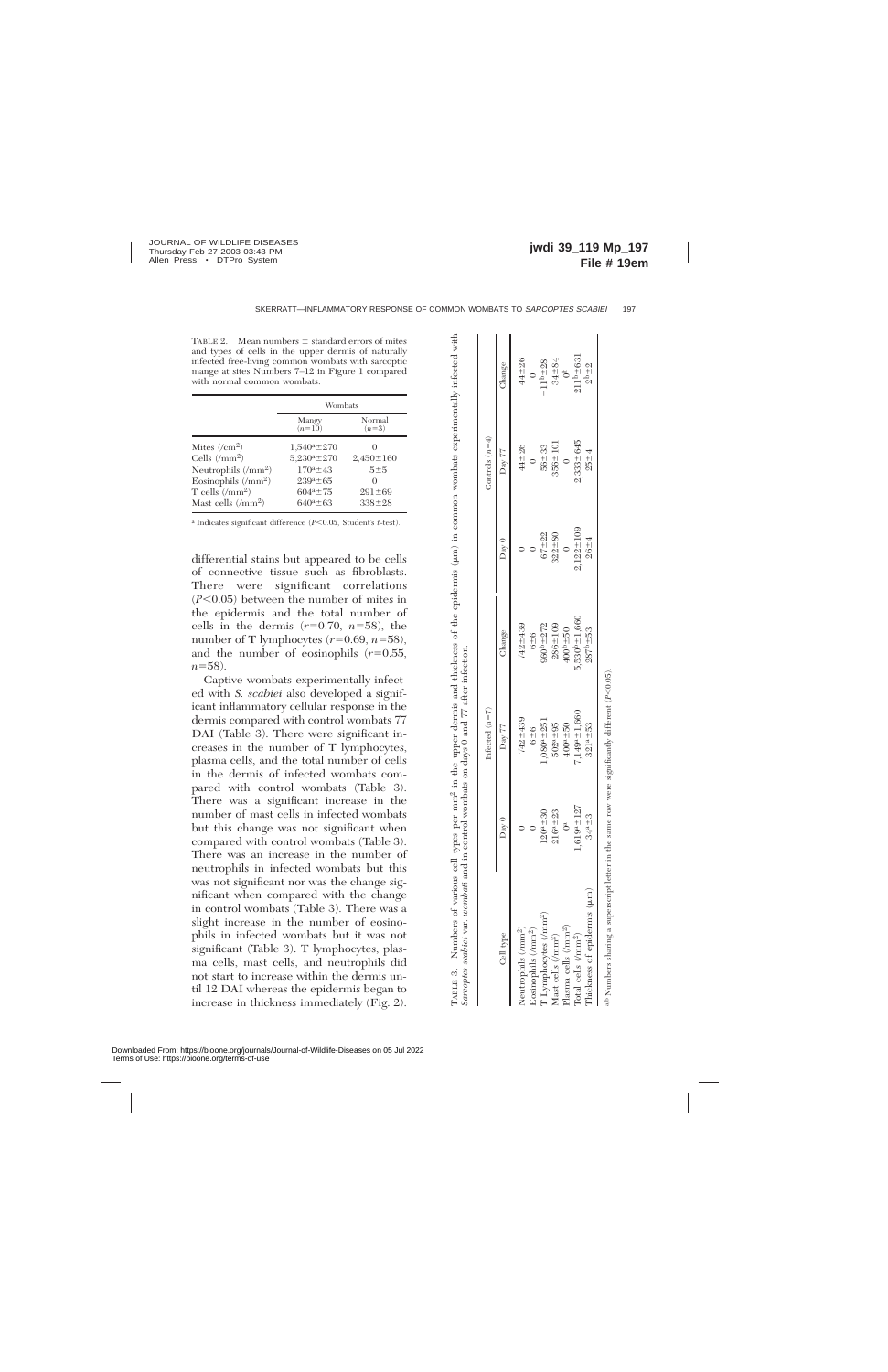TABLE 2. Mean numbers ± standard errors of mites and types of cells in the upper dermis of naturally infected free-living common wombats with sarcoptic mange at sites Numbers 7–12 in Figure 1 compared with normal common wombats.

| | Wombats | |
|---|---|---|
| | Mangy ($n$=10) | Normal ($n$=3) |
| Mites (/cm$^2$) | 1,540[a]±270 | 0 |
| Cells (/mm$^2$) | 5,230[a]±270 | 2,450±160 |
| Neutrophils (/mm$^2$) | 170[a]±43 | 5±5 |
| Eosinophils (/mm$^2$) | 239[a]±65 | 0 |
| T cells (/mm$^2$) | 604[a]±75 | 291±69 |
| Mast cells (/mm$^2$) | 640[a]±63 | 338±28 |

[a] Indicates significant difference ($P$<0.05, Student's $t$-test).

differential stains but appeared to be cells of connective tissue such as fibroblasts. There were significant correlations ($P$<0.05) between the number of mites in the epidermis and the total number of cells in the dermis ($r$=0.70, $n$=58), the number of T lymphocytes ($r$=0.69, $n$=58), and the number of eosinophils ($r$=0.55, $n$=58).

Captive wombats experimentally infected with *S. scabiei* also developed a significant inflammatory cellular response in the dermis compared with control wombats 77 DAI (Table 3). There were significant increases in the number of T lymphocytes, plasma cells, and the total number of cells in the dermis of infected wombats compared with control wombats (Table 3). There was a significant increase in the number of mast cells in infected wombats but this change was not significant when compared with control wombats (Table 3). There was an increase in the number of neutrophils in infected wombats but this was not significant nor was the change significant when compared with the change in control wombats (Table 3). There was a slight increase in the number of eosinophils in infected wombats but it was not significant (Table 3). T lymphocytes, plasma cells, mast cells, and neutrophils did not start to increase within the dermis until 12 DAI whereas the epidermis began to increase in thickness immediately (Fig. 2).

TABLE 3. Numbers of various cell types per mm$^2$ in the upper dermis and thickness of the epidermis (μm) in common wombats experimentally infected with *Sarcoptes scabiei* var. *wombati* and in control wombats on days 0 and 77 after infection.

| Cell type | Infected ($n$=7) | | | Controls ($n$=4) | | |
|---|---|---|---|---|---|---|
| | Day 0 | Day 77 | Change | Day 0 | Day 77 | Change |
| Neutrophils (/mm$^2$) | 0 | 742±439 | 742±439 | 0 | 44±26 | 44±26 |
| Eosinophils (/mm$^2$) | 0 | 6±6 | 6±6 | 0 | 0 | 0 |
| T Lymphocytes (/mm$^2$) | 120[a]±30 | 1,080[b]±251 | 960[b]±272 | 67±22 | 56±33 | −11[b]±28 |
| Mast cells (/mm$^2$) | 216[a]±23 | 502[a]±95 | 286±109 | 322±80 | 356±101 | 34±84 |
| Plasma cells (/mm$^2$) | 0[a] | 400[a]±50 | 400[b]±50 | 0 | 0 | 0[b] |
| Total cells (/mm$^2$) | 1,619[a]±127 | 7,149[a]±1,660 | 5,530[b]±1,660 | 2,122±109 | 2,333±645 | 211[b]±631 |
| Thickness of epidermis (μm) | 34[a]±3 | 321[a]±53 | 287[b]±53 | 26±4 | 25±4 | 2[b]±2 |

[a,b] Numbers sharing a superscript letter in the same row were significantly different ($P$<0.05).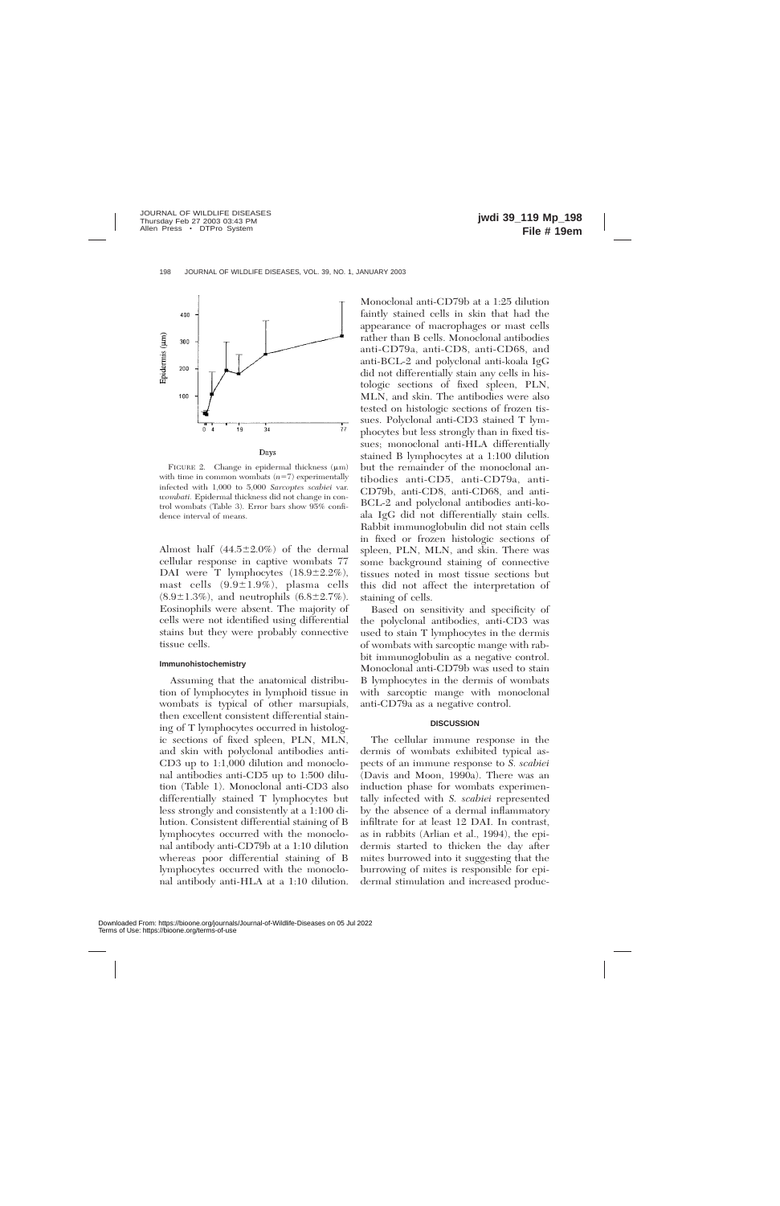FIGURE 2. Change in epidermal thickness (μm) with time in common wombats ($n=7$) experimentally infected with 1,000 to 5,000 *Sarcoptes scabiei* var. *wombati*. Epidermal thickness did not change in control wombats (Table 3). Error bars show 95% confidence interval of means.

Almost half (44.5±2.0%) of the dermal cellular response in captive wombats 77 DAI were T lymphocytes (18.9±2.2%), mast cells (9.9±1.9%), plasma cells (8.9±1.3%), and neutrophils (6.8±2.7%). Eosinophils were absent. The majority of cells were not identified using differential stains but they were probably connective tissue cells.

### Immunohistochemistry

Assuming that the anatomical distribution of lymphocytes in lymphoid tissue in wombats is typical of other marsupials, then excellent consistent differential staining of T lymphocytes occurred in histologic sections of fixed spleen, PLN, MLN, and skin with polyclonal antibodies anti-CD3 up to 1:1,000 dilution and monoclonal antibodies anti-CD5 up to 1:500 dilution (Table 1). Monoclonal anti-CD3 also differentially stained T lymphocytes but less strongly and consistently at a 1:100 dilution. Consistent differential staining of B lymphocytes occurred with the monoclonal antibody anti-CD79b at a 1:10 dilution whereas poor differential staining of B lymphocytes occurred with the monoclonal antibody anti-HLA at a 1:10 dilution. Monoclonal anti-CD79b at a 1:25 dilution faintly stained cells in skin that had the appearance of macrophages or mast cells rather than B cells. Monoclonal antibodies anti-CD79a, anti-CD8, anti-CD68, and anti-BCL-2 and polyclonal anti-koala IgG did not differentially stain any cells in histologic sections of fixed spleen, PLN, MLN, and skin. The antibodies were also tested on histologic sections of frozen tissues. Polyclonal anti-CD3 stained T lymphocytes but less strongly than in fixed tissues; monoclonal anti-HLA differentially stained B lymphocytes at a 1:100 dilution but the remainder of the monoclonal antibodies anti-CD5, anti-CD79a, anti-CD79b, anti-CD8, anti-CD68, and anti-BCL-2 and polyclonal antibodies anti-koala IgG did not differentially stain cells. Rabbit immunoglobulin did not stain cells in fixed or frozen histologic sections of spleen, PLN, MLN, and skin. There was some background staining of connective tissues noted in most tissue sections but this did not affect the interpretation of staining of cells.

Based on sensitivity and specificity of the polyclonal antibodies, anti-CD3 was used to stain T lymphocytes in the dermis of wombats with sarcoptic mange with rabbit immunoglobulin as a negative control. Monoclonal anti-CD79b was used to stain B lymphocytes in the dermis of wombats with sarcoptic mange with monoclonal anti-CD79a as a negative control.

## DISCUSSION

The cellular immune response in the dermis of wombats exhibited typical aspects of an immune response to *S. scabiei* (Davis and Moon, 1990a). There was an induction phase for wombats experimentally infected with *S. scabiei* represented by the absence of a dermal inflammatory infiltrate for at least 12 DAI. In contrast, as in rabbits (Arlian et al., 1994), the epidermis started to thicken the day after mites burrowed into it suggesting that the burrowing of mites is responsible for epidermal stimulation and increased produc-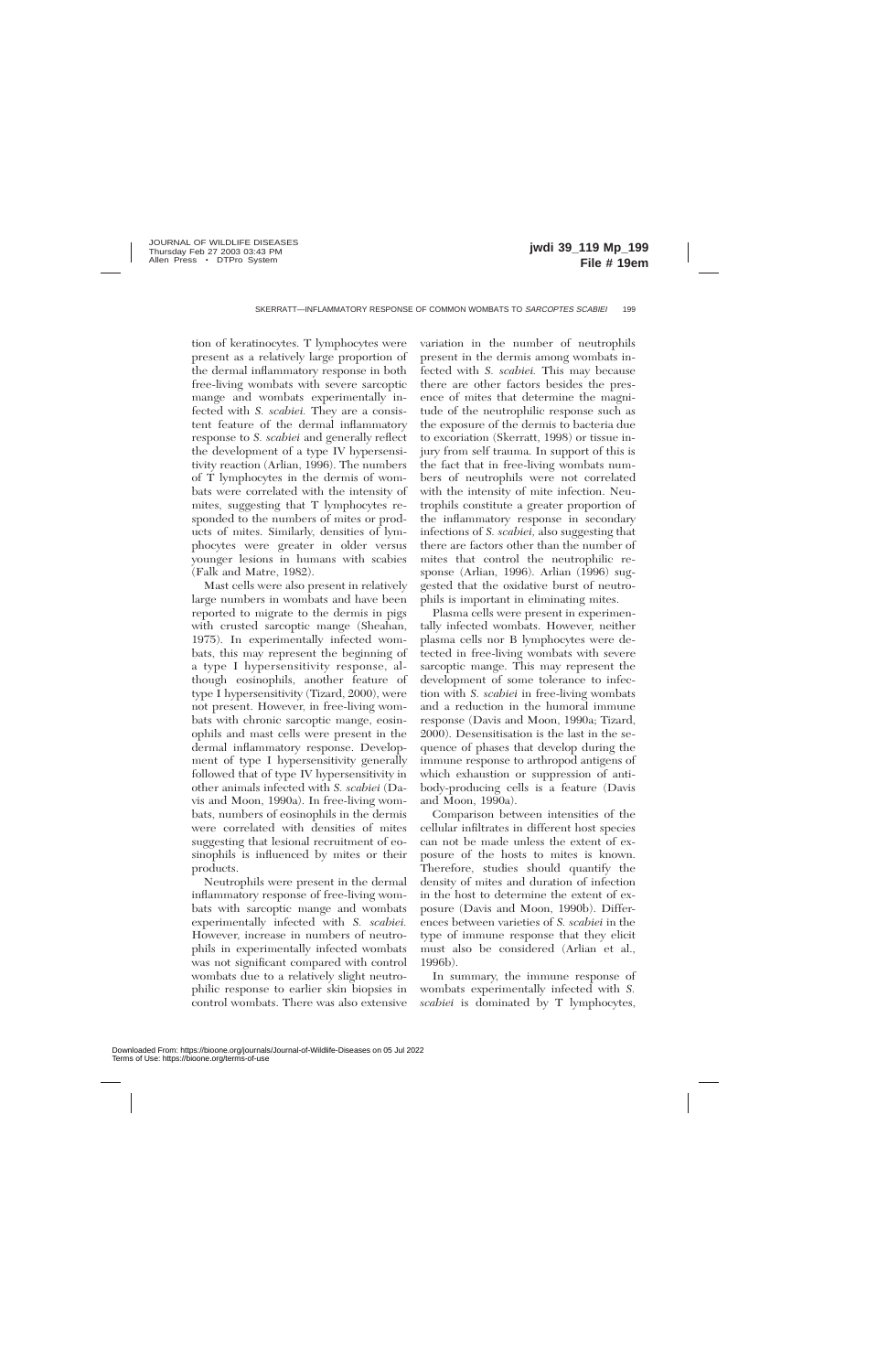tion of keratinocytes. T lymphocytes were present as a relatively large proportion of the dermal inflammatory response in both free-living wombats with severe sarcoptic mange and wombats experimentally infected with *S. scabiei.* They are a consistent feature of the dermal inflammatory response to *S. scabiei* and generally reflect the development of a type IV hypersensitivity reaction (Arlian, 1996). The numbers of T lymphocytes in the dermis of wombats were correlated with the intensity of mites, suggesting that T lymphocytes responded to the numbers of mites or products of mites. Similarly, densities of lymphocytes were greater in older versus younger lesions in humans with scabies (Falk and Matre, 1982).

Mast cells were also present in relatively large numbers in wombats and have been reported to migrate to the dermis in pigs with crusted sarcoptic mange (Sheahan, 1975). In experimentally infected wombats, this may represent the beginning of a type I hypersensitivity response, although eosinophils, another feature of type I hypersensitivity (Tizard, 2000), were not present. However, in free-living wombats with chronic sarcoptic mange, eosinophils and mast cells were present in the dermal inflammatory response. Development of type I hypersensitivity generally followed that of type IV hypersensitivity in other animals infected with *S. scabiei* (Davis and Moon, 1990a). In free-living wombats, numbers of eosinophils in the dermis were correlated with densities of mites suggesting that lesional recruitment of eosinophils is influenced by mites or their products.

Neutrophils were present in the dermal inflammatory response of free-living wombats with sarcoptic mange and wombats experimentally infected with *S. scabiei.* However, increase in numbers of neutrophils in experimentally infected wombats was not significant compared with control wombats due to a relatively slight neutrophilic response to earlier skin biopsies in control wombats. There was also extensive variation in the number of neutrophils present in the dermis among wombats infected with *S. scabiei.* This may because there are other factors besides the presence of mites that determine the magnitude of the neutrophilic response such as the exposure of the dermis to bacteria due to excoriation (Skerratt, 1998) or tissue injury from self trauma. In support of this is the fact that in free-living wombats numbers of neutrophils were not correlated with the intensity of mite infection. Neutrophils constitute a greater proportion of the inflammatory response in secondary infections of *S. scabiei,* also suggesting that there are factors other than the number of mites that control the neutrophilic response (Arlian, 1996). Arlian (1996) suggested that the oxidative burst of neutrophils is important in eliminating mites.

Plasma cells were present in experimentally infected wombats. However, neither plasma cells nor B lymphocytes were detected in free-living wombats with severe sarcoptic mange. This may represent the development of some tolerance to infection with *S. scabiei* in free-living wombats and a reduction in the humoral immune response (Davis and Moon, 1990a; Tizard, 2000). Desensitisation is the last in the sequence of phases that develop during the immune response to arthropod antigens of which exhaustion or suppression of antibody-producing cells is a feature (Davis and Moon, 1990a).

Comparison between intensities of the cellular infiltrates in different host species can not be made unless the extent of exposure of the hosts to mites is known. Therefore, studies should quantify the density of mites and duration of infection in the host to determine the extent of exposure (Davis and Moon, 1990b). Differences between varieties of *S. scabiei* in the type of immune response that they elicit must also be considered (Arlian et al., 1996b).

In summary, the immune response of wombats experimentally infected with *S. scabiei* is dominated by T lymphocytes,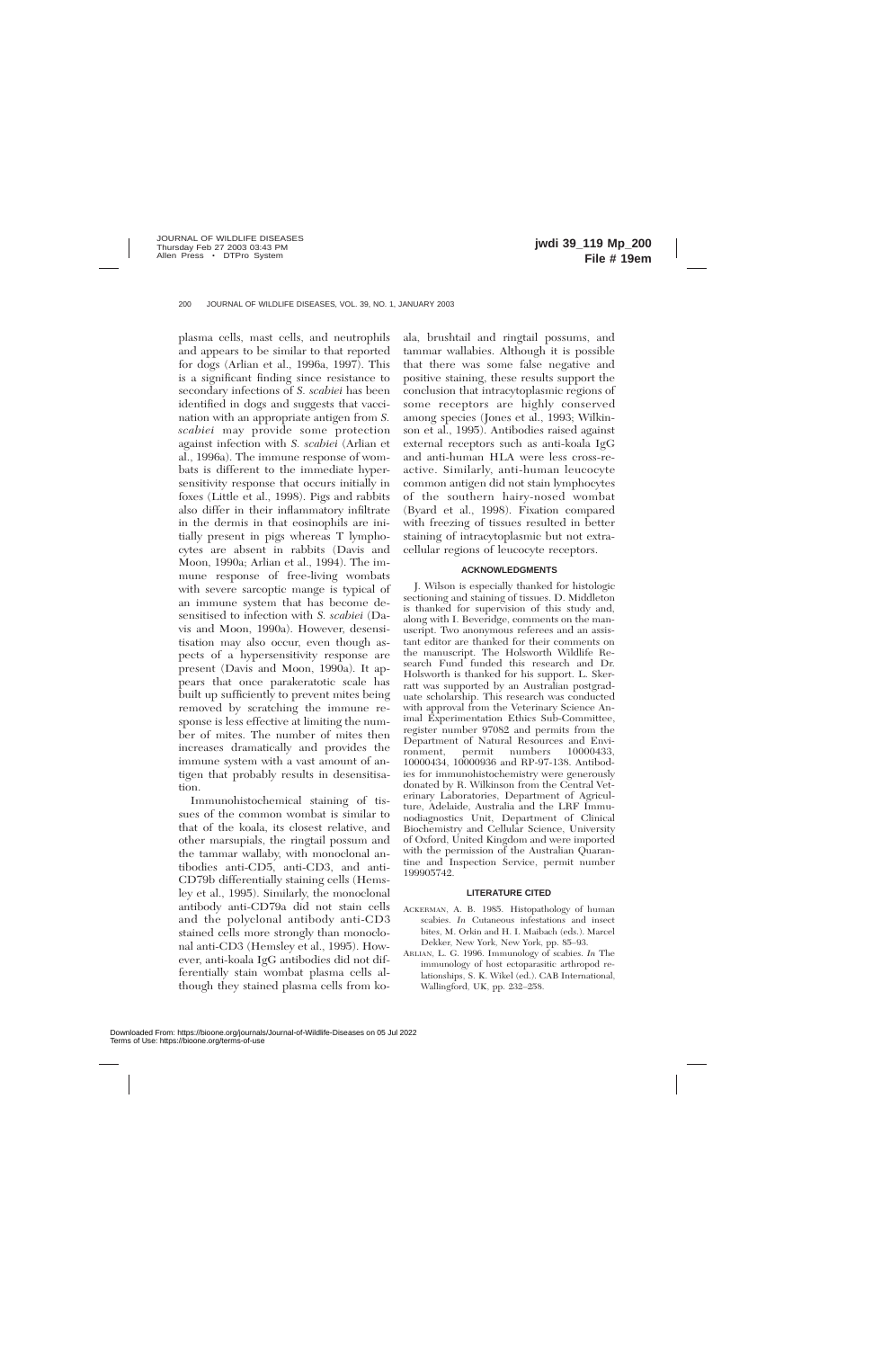plasma cells, mast cells, and neutrophils and appears to be similar to that reported for dogs (Arlian et al., 1996a, 1997). This is a significant finding since resistance to secondary infections of *S. scabiei* has been identified in dogs and suggests that vaccination with an appropriate antigen from *S. scabiei* may provide some protection against infection with *S. scabiei* (Arlian et al., 1996a). The immune response of wombats is different to the immediate hypersensitivity response that occurs initially in foxes (Little et al., 1998). Pigs and rabbits also differ in their inflammatory infiltrate in the dermis in that eosinophils are initially present in pigs whereas T lymphocytes are absent in rabbits (Davis and Moon, 1990a; Arlian et al., 1994). The immune response of free-living wombats with severe sarcoptic mange is typical of an immune system that has become desensitised to infection with *S. scabiei* (Davis and Moon, 1990a). However, desensitisation may also occur, even though aspects of a hypersensitivity response are present (Davis and Moon, 1990a). It appears that once parakeratotic scale has built up sufficiently to prevent mites being removed by scratching the immune response is less effective at limiting the number of mites. The number of mites then increases dramatically and provides the immune system with a vast amount of antigen that probably results in desensitisation.

Immunohistochemical staining of tissues of the common wombat is similar to that of the koala, its closest relative, and other marsupials, the ringtail possum and the tammar wallaby, with monoclonal antibodies anti-CD5, anti-CD3, and anti-CD79b differentially staining cells (Hemsley et al., 1995). Similarly, the monoclonal antibody anti-CD79a did not stain cells and the polyclonal antibody anti-CD3 stained cells more strongly than monoclonal anti-CD3 (Hemsley et al., 1995). However, anti-koala IgG antibodies did not differentially stain wombat plasma cells although they stained plasma cells from koala, brushtail and ringtail possums, and tammar wallabies. Although it is possible that there was some false negative and positive staining, these results support the conclusion that intracytoplasmic regions of some receptors are highly conserved among species (Jones et al., 1993; Wilkinson et al., 1995). Antibodies raised against external receptors such as anti-koala IgG and anti-human HLA were less cross-reactive. Similarly, anti-human leucocyte common antigen did not stain lymphocytes of the southern hairy-nosed wombat (Byard et al., 1998). Fixation compared with freezing of tissues resulted in better staining of intracytoplasmic but not extracellular regions of leucocyte receptors.

## ACKNOWLEDGMENTS

J. Wilson is especially thanked for histologic sectioning and staining of tissues. D. Middleton is thanked for supervision of this study and, along with I. Beveridge, comments on the manuscript. Two anonymous referees and an assistant editor are thanked for their comments on the manuscript. The Holsworth Wildlife Research Fund funded this research and Dr. Holsworth is thanked for his support. L. Skerratt was supported by an Australian postgraduate scholarship. This research was conducted with approval from the Veterinary Science Animal Experimentation Ethics Sub-Committee, register number 97082 and permits from the Department of Natural Resources and Environment, permit numbers 10000433, 10000434, 10000936 and RP-97-138. Antibodies for immunohistochemistry were generously donated by R. Wilkinson from the Central Veterinary Laboratories, Department of Agriculture, Adelaide, Australia and the LRF Immunodiagnostics Unit, Department of Clinical Biochemistry and Cellular Science, University of Oxford, United Kingdom and were imported with the permission of the Australian Quarantine and Inspection Service, permit number 199905742.

## LITERATURE CITED

Ackerman, A. B. 1985. Histopathology of human scabies. *In* Cutaneous infestations and insect bites, M. Orkin and H. I. Maibach (eds.). Marcel Dekker, New York, New York, pp. 85–93.

Arlian, L. G. 1996. Immunology of scabies. *In* The immunology of host ectoparasitic arthropod relationships, S. K. Wikel (ed.). CAB International, Wallingford, UK, pp. 232–258.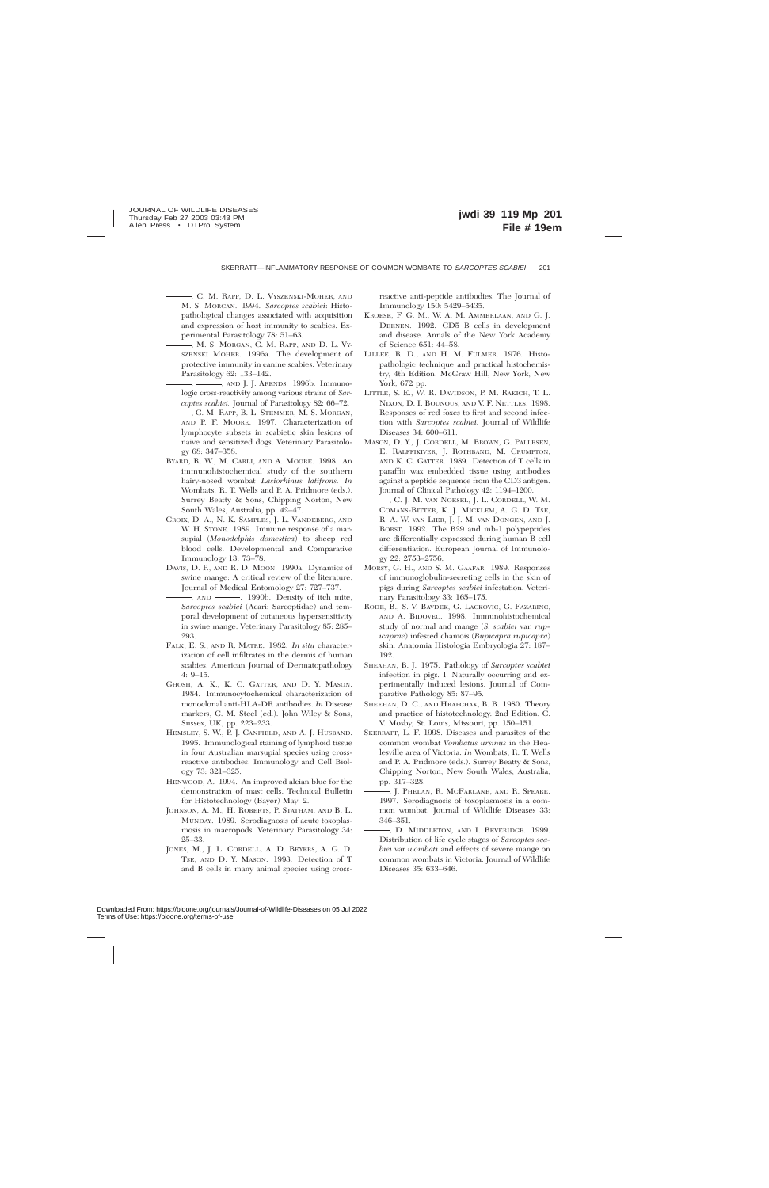———, C. M. Rapp, D. L. Vyszenski-Moher, and M. S. Morgan. 1994. *Sarcoptes scabiei*: Histopathological changes associated with acquisition and expression of host immunity to scabies. Experimental Parasitology 78: 51–63.

———, M. S. Morgan, C. M. Rapp, and D. L. Vyszenski Moher. 1996a. The development of protective immunity in canine scabies. Veterinary Parasitology 62: 133–142.

———, ———, and J. J. Arends. 1996b. Immunologic cross-reactivity among various strains of *Sarcoptes scabiei*. Journal of Parasitology 82: 66–72.

———, C. M. Rapp, B. L. Stemmer, M. S. Morgan, and P. F. Moore. 1997. Characterization of lymphocyte subsets in scabietic skin lesions of naive and sensitized dogs. Veterinary Parasitology 68: 347–358.

Byard, R. W., M. Carli, and A. Moore. 1998. An immunohistochemical study of the southern hairy-nosed wombat *Lasiorhinus latifrons*. *In* Wombats, R. T. Wells and P. A. Pridmore (eds.). Surrey Beatty & Sons, Chipping Norton, New South Wales, Australia, pp. 42–47.

Croix, D. A., N. K. Samples, J. L. Vandeberg, and W. H. Stone. 1989. Immune response of a marsupial (*Monodelphis domestica*) to sheep red blood cells. Developmental and Comparative Immunology 13: 73–78.

Davis, D. P., and R. D. Moon. 1990a. Dynamics of swine mange: A critical review of the literature. Journal of Medical Entomology 27: 727–737.

———, and ———. 1990b. Density of itch mite, *Sarcoptes scabiei* (Acari: Sarcoptidae) and temporal development of cutaneous hypersensitivity in swine mange. Veterinary Parasitology 85: 285–293.

Falk, E. S., and R. Matre. 1982. *In situ* characterization of cell infiltrates in the dermis of human scabies. American Journal of Dermatopathology 4: 9–15.

Ghosh, A. K., K. C. Gatter, and D. Y. Mason. 1984. Immunocytochemical characterization of monoclonal anti-HLA-DR antibodies. *In* Disease markers, C. M. Steel (ed.). John Wiley & Sons, Sussex, UK, pp. 223–233.

Hemsley, S. W., P. J. Canfield, and A. J. Husband. 1995. Immunological staining of lymphoid tissue in four Australian marsupial species using cross-reactive antibodies. Immunology and Cell Biology 73: 321–325.

Henwood, A. 1994. An improved alcian blue for the demonstration of mast cells. Technical Bulletin for Histotechnology (Bayer) May: 2.

Johnson, A. M., H. Roberts, P. Statham, and B. L. Munday. 1989. Serodiagnosis of acute toxoplasmosis in macropods. Veterinary Parasitology 34: 25–33.

Jones, M., J. L. Cordell, A. D. Beyers, A. G. D. Tse, and D. Y. Mason. 1993. Detection of T and B cells in many animal species using cross-reactive anti-peptide antibodies. The Journal of Immunology 150: 5429–5435.

Kroese, F. G. M., W. A. M. Ammerlaan, and G. J. Deenen. 1992. CD5 B cells in development and disease. Annals of the New York Academy of Science 651: 44–58.

Lillee, R. D., and H. M. Fulmer. 1976. Histopathologic technique and practical histochemistry, 4th Edition. McGraw Hill, New York, New York, 672 pp.

Little, S. E., W. R. Davidson, P. M. Rakich, T. L. Nixon, D. I. Bounous, and V. F. Nettles. 1998. Responses of red foxes to first and second infection with *Sarcoptes scabiei.* Journal of Wildlife Diseases 34: 600–611.

Mason, D. Y., J. Cordell, M. Brown, G. Pallesen, E. Ralfkiaer, J. Rothband, M. Crumpton, and K. C. Gatter. 1989. Detection of T cells in paraffin wax embedded tissue using antibodies against a peptide sequence from the CD3 antigen. Journal of Clinical Pathology 42: 1194–1200.

———, C. J. M. van Noesel, J. L. Cordell, W. M. Comans-Bitter, K. J. Micklem, A. G. D. Tse, R. A. W. van Lier, J. J. M. van Dongen, and J. Borst. 1992. The B29 and mb-1 polypeptides are differentially expressed during human B cell differentiation. European Journal of Immunology 22: 2753–2756.

Morsy, G. H., and S. M. Gaafar. 1989. Responses of immunoglobulin-secreting cells in the skin of pigs during *Sarcoptes scabiei* infestation. Veterinary Parasitology 33: 165–175.

Rode, B., S. V. Bavdek, G. Lackovic, G. Fazarinc, and A. Bidovec. 1998. Immunohistochemical study of normal and mange (*S. scabiei* var. *rupicaprae*) infested chamois (*Rupicapra rupicapra*) skin. Anatomia Histologia Embryologia 27: 187–192.

Sheahan, B. J. 1975. Pathology of *Sarcoptes scabiei* infection in pigs. I. Naturally occurring and experimentally induced lesions. Journal of Comparative Pathology 85: 87–95.

Sheehan, D. C., and Hrapchak, B. B. 1980. Theory and practice of histotechnology. 2nd Edition. C. V. Mosby, St. Louis, Missouri, pp. 150–151.

Skerratt, L. F. 1998. Diseases and parasites of the common wombat *Vombatus ursinus* in the Healesville area of Victoria. *In* Wombats, R. T. Wells and P. A. Pridmore (eds.). Surrey Beatty & Sons, Chipping Norton, New South Wales, Australia, pp. 317–328.

———, J. Phelan, R. McFarlane, and R. Speare. 1997. Serodiagnosis of toxoplasmosis in a common wombat. Journal of Wildlife Diseases 33: 346–351.

———, D. Middleton, and I. Beveridge. 1999. Distribution of life cycle stages of *Sarcoptes scabiei* var *wombati* and effects of severe mange on common wombats in Victoria. Journal of Wildlife Diseases 35: 633–646.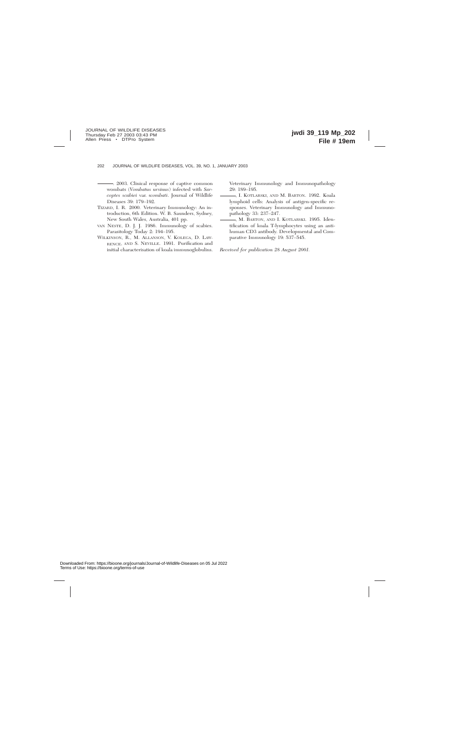———. 2003. Clinical response of captive common wombats (*Vombatus ursinus*) infected with *Sarcoptes scabiei* var. *wombati*. Journal of Wildlife Diseases 39: 179–192.

TIZARD, I. R. 2000. Veterinary Immunology: An introduction, 6th Edition. W. B. Saunders, Sydney, New South Wales, Australia, 401 pp.

VAN NESTE, D. J. J. 1986. Immunology of scabies. Parasitology Today 2: 194–195.

WILKINSON, R., M. ALLANSON, V. KOLEGA, D. LAWRENCE, AND S. NEVILLE. 1991. Purification and initial characterisation of koala immunoglobulins. Veterinary Immunology and Immunopathology 29: 189–195.

———, I. KOTLARSKI, AND M. BARTON. 1992. Koala lymphoid cells: Analysis of antigen-specific responses. Veterinary Immunology and Immunopathology 33: 237–247.

———, M. BARTON, AND I. KOTLARSKI. 1995. Identification of koala T-lymphocytes using an anti-human CD3 antibody. Developmental and Comparative Immunology 19: 537–545.

*Received for publication 28 August 2001.*